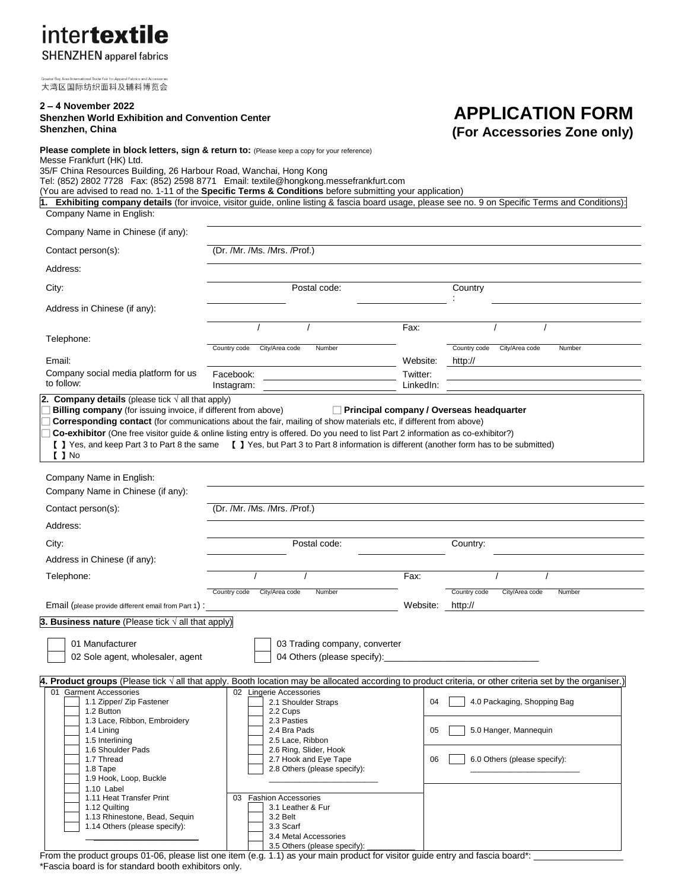# intertextile

SHENZHEN apparel fabrics

Greater Bay Area International Trade Fair for Apparel Fabrics and Accessories
大湾区国际纺织面料及辅料博览会

**2 – 4 November 2022**
**Shenzhen World Exhibition and Convention Center**
**Shenzhen, China**

# APPLICATION FORM
## (For Accessories Zone only)

**Please complete in block letters, sign & return to:** (Please keep a copy for your reference)
Messe Frankfurt (HK) Ltd.
35/F China Resources Building, 26 Harbour Road, Wanchai, Hong Kong
Tel: (852) 2802 7728 Fax: (852) 2598 8771 Email: textile@hongkong.messefrankfurt.com
(You are advised to read no. 1-11 of the **Specific Terms & Conditions** before submitting your application)

**1. Exhibiting company details** (for invoice, visitor guide, online listing & fascia board usage, please see no. 9 on Specific Terms and Conditions):

Company Name in English:

Company Name in Chinese (if any):

Contact person(s): (Dr. /Mr. /Ms. /Mrs. /Prof.)

Address:

City: Postal code: Country:

Address in Chinese (if any):

Telephone: / / (Country code / City/Area code / Number) Fax: / / (Country code / City/Area code / Number)

Email: Website: http://

Company social media platform for us to follow: Facebook: Instagram: Twitter: LinkedIn:

**2. Company details** (please tick √ all that apply)

☐ **Billing company** (for issuing invoice, if different from above) ☐ **Principal company / Overseas headquarter**
☐ **Corresponding contact** (for communications about the fair, mailing of show materials etc, if different from above)
☐ **Co-exhibitor** (One free visitor guide & online listing entry is offered. Do you need to list Part 2 information as co-exhibitor?)
【 】Yes, and keep Part 3 to Part 8 the same 【 】Yes, but Part 3 to Part 8 information is different (another form has to be submitted)
【 】No

Company Name in English:

Company Name in Chinese (if any):

Contact person(s): (Dr. /Mr. /Ms. /Mrs. /Prof.)

Address:

City: Postal code: Country:

Address in Chinese (if any):

Telephone: / / (Country code / City/Area code / Number) Fax: / / (Country code / City/Area code / Number)

Email (please provide different email from Part 1) : Website: http://

**3. Business nature** (Please tick √ all that apply)

☐ 01 Manufacturer ☐ 03 Trading company, converter
☐ 02 Sole agent, wholesaler, agent ☐ 04 Others (please specify):\_\_\_\_\_\_\_\_\_\_\_\_\_\_\_\_

**4. Product groups** (Please tick √ all that apply. Booth location may be allocated according to product criteria, or other criteria set by the organiser.)

| 01 Garment Accessories | 02 Lingerie Accessories | 04 – 06 |
|---|---|---|
| ☐ 1.1 Zipper/ Zip Fastener | ☐ 2.1 Shoulder Straps | 04 ☐ 4.0 Packaging, Shopping Bag |
| ☐ 1.2 Button | ☐ 2.2 Cups | |
| ☐ 1.3 Lace, Ribbon, Embroidery | ☐ 2.3 Pasties | |
| ☐ 1.4 Lining | ☐ 2.4 Bra Pads | 05 ☐ 5.0 Hanger, Mannequin |
| ☐ 1.5 Interlining | ☐ 2.5 Lace, Ribbon | |
| ☐ 1.6 Shoulder Pads | ☐ 2.6 Ring, Slider, Hook | |
| ☐ 1.7 Thread | ☐ 2.7 Hook and Eye Tape | 06 ☐ 6.0 Others (please specify): \_\_\_\_\_\_\_\_ |
| ☐ 1.8 Tape | ☐ 2.8 Others (please specify): \_\_\_\_\_\_\_\_ | |
| ☐ 1.9 Hook, Loop, Buckle | | |
| ☐ 1.10 Label | **03 Fashion Accessories** | |
| ☐ 1.11 Heat Transfer Print | ☐ 3.1 Leather & Fur | |
| ☐ 1.12 Quilting | ☐ 3.2 Belt | |
| ☐ 1.13 Rhinestone, Bead, Sequin | ☐ 3.3 Scarf | |
| ☐ 1.14 Others (please specify): \_\_\_\_\_\_\_\_ | ☐ 3.4 Metal Accessories | |
| | ☐ 3.5 Others (please specify): \_\_\_\_\_\_\_\_ | |

From the product groups 01-06, please list one item (e.g. 1.1) as your main product for visitor guide entry and fascia board\*: \_\_\_\_\_\_\_\_\_\_\_\_\_\_\_\_

\*Fascia board is for standard booth exhibitors only.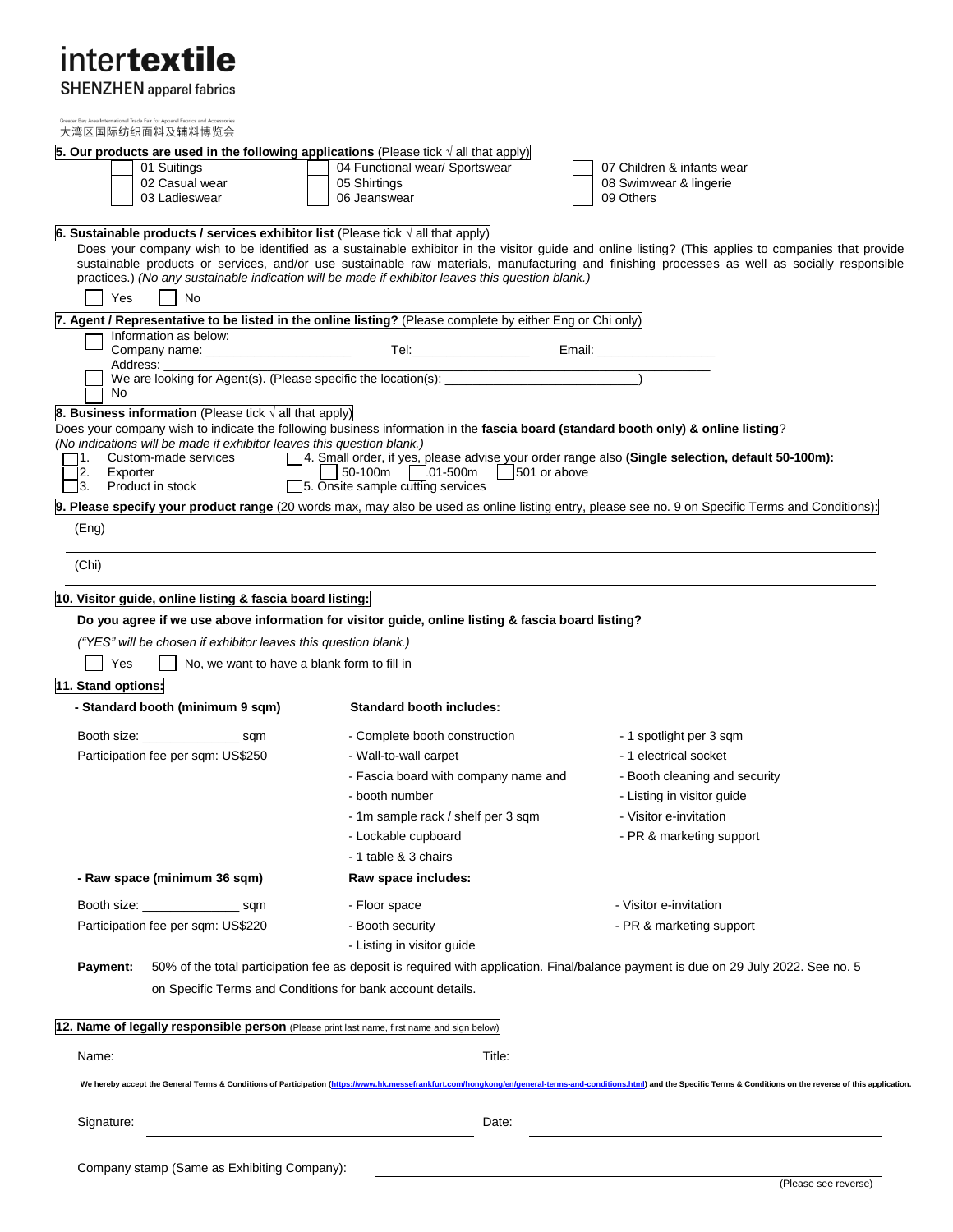# intertextile

SHENZHEN apparel fabrics

Greater Bay Area International Trade Fair for Apparel Fabrics and Accessories
大湾区国际纺织面料及辅料博览会

**5. Our products are used in the following applications** (Please tick √ all that apply)

- ☐ 01 Suitings
- ☐ 02 Casual wear
- ☐ 03 Ladieswear
- ☐ 04 Functional wear/ Sportswear
- ☐ 05 Shirtings
- ☐ 06 Jeanswear
- ☐ 07 Children & infants wear
- ☐ 08 Swimwear & lingerie
- ☐ 09 Others

**6. Sustainable products / services exhibitor list** (Please tick √ all that apply)

Does your company wish to be identified as a sustainable exhibitor in the visitor guide and online listing? (This applies to companies that provide sustainable products or services, and/or use sustainable raw materials, manufacturing and finishing processes as well as socially responsible practices.) *(No any sustainable indication will be made if exhibitor leaves this question blank.)*

☐ Yes ☐ No

**7. Agent / Representative to be listed in the online listing?** (Please complete by either Eng or Chi only)

☐ Information as below:
Company name: ____________________ Tel: ________________ Email: ________________
Address: ______________________________________________

☐ We are looking for Agent(s). (Please specific the location(s): ______________________)

☐ No

**8. Business information** (Please tick √ all that apply)

Does your company wish to indicate the following business information in the **fascia board (standard booth only) & online listing**?
*(No indications will be made if exhibitor leaves this question blank.)*

- ☐ 1. Custom-made services
- ☐ 2. Exporter
- ☐ 3. Product in stock
- ☐ 4. Small order, if yes, please advise your order range also **(Single selection, default 50-100m):** ☐ 50-100m ☐ 101-500m ☐ 501 or above
- ☐ 5. Onsite sample cutting services

**9. Please specify your product range** (20 words max, may also be used as online listing entry, please see no. 9 on Specific Terms and Conditions):

(Eng) ______________________________________________

(Chi) ______________________________________________

**10. Visitor guide, online listing & fascia board listing:**

**Do you agree if we use above information for visitor guide, online listing & fascia board listing?**

*("YES" will be chosen if exhibitor leaves this question blank.)*

☐ Yes ☐ No, we want to have a blank form to fill in

**11. Stand options:**

**- Standard booth (minimum 9 sqm)**

Booth size: ______________ sqm

Participation fee per sqm: US$250

**Standard booth includes:**

- Complete booth construction
- Wall-to-wall carpet
- Fascia board with company name and
- booth number
- 1m sample rack / shelf per 3 sqm
- Lockable cupboard
- 1 table & 3 chairs
- 1 spotlight per 3 sqm
- 1 electrical socket
- Booth cleaning and security
- Listing in visitor guide
- Visitor e-invitation
- PR & marketing support

**- Raw space (minimum 36 sqm)**

Booth size: ______________ sqm

Participation fee per sqm: US$220

**Raw space includes:**

- Floor space
- Booth security
- Listing in visitor guide
- Visitor e-invitation
- PR & marketing support

**Payment:** 50% of the total participation fee as deposit is required with application. Final/balance payment is due on 29 July 2022. See no. 5 on Specific Terms and Conditions for bank account details.

**12. Name of legally responsible person** (Please print last name, first name and sign below)

Name: ______________________ Title: ______________________

**We hereby accept the General Terms & Conditions of Participation (https://www.hk.messefrankfurt.com/hongkong/en/general-terms-and-conditions.html) and the Specific Terms & Conditions on the reverse of this application.**

Signature: ______________________ Date: ______________________

Company stamp (Same as Exhibiting Company): ______________________

(Please see reverse)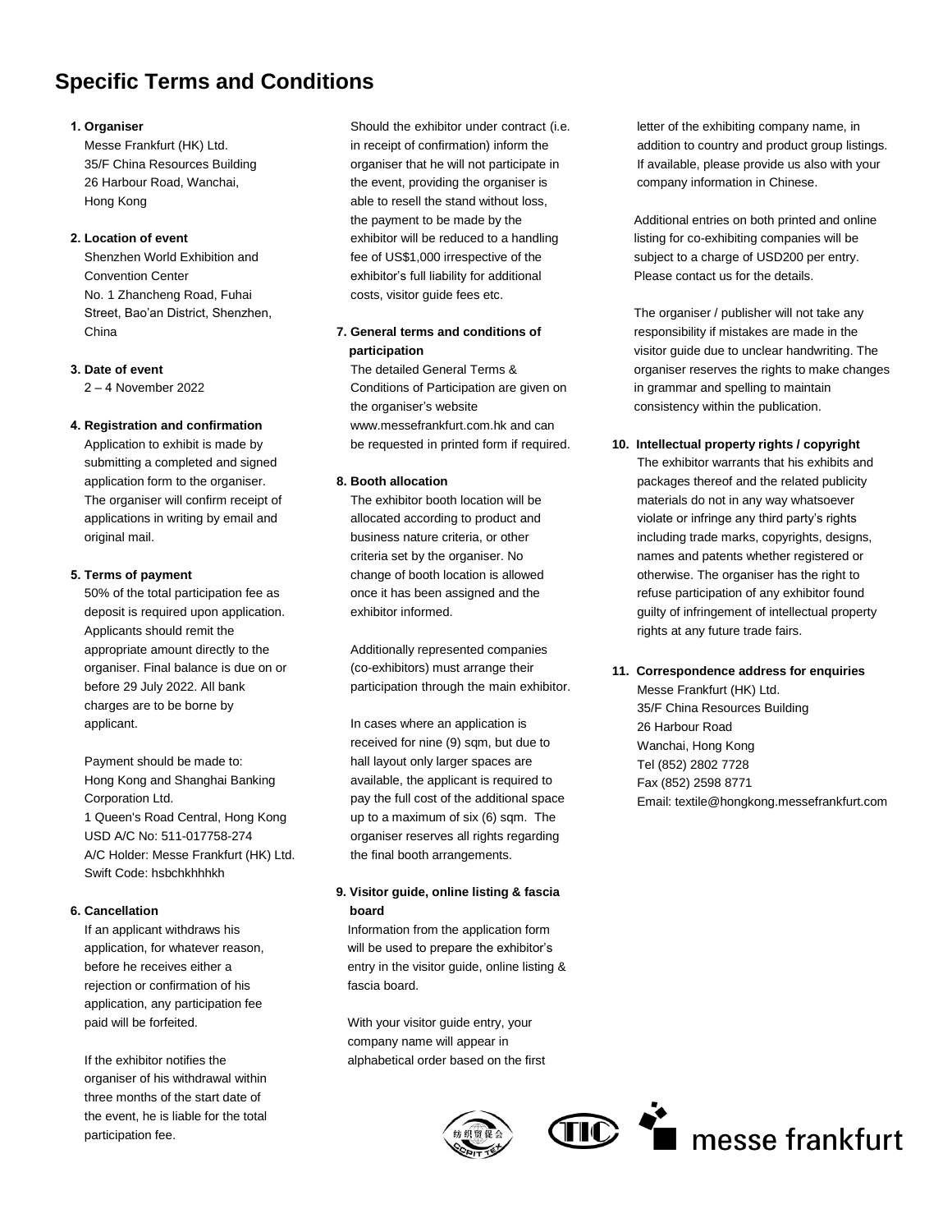# Specific Terms and Conditions

**1. Organiser**

Messe Frankfurt (HK) Ltd.
35/F China Resources Building
26 Harbour Road, Wanchai,
Hong Kong

**2. Location of event**

Shenzhen World Exhibition and Convention Center
No. 1 Zhancheng Road, Fuhai Street, Bao'an District, Shenzhen, China

**3. Date of event**

2 – 4 November 2022

**4. Registration and confirmation**

Application to exhibit is made by submitting a completed and signed application form to the organiser. The organiser will confirm receipt of applications in writing by email and original mail.

**5. Terms of payment**

50% of the total participation fee as deposit is required upon application. Applicants should remit the appropriate amount directly to the organiser. Final balance is due on or before 29 July 2022. All bank charges are to be borne by applicant.

Payment should be made to:
Hong Kong and Shanghai Banking Corporation Ltd.
1 Queen's Road Central, Hong Kong
USD A/C No: 511-017758-274
A/C Holder: Messe Frankfurt (HK) Ltd.
Swift Code: hsbchkhhhkh

**6. Cancellation**

If an applicant withdraws his application, for whatever reason, before he receives either a rejection or confirmation of his application, any participation fee paid will be forfeited.

If the exhibitor notifies the organiser of his withdrawal within three months of the start date of the event, he is liable for the total participation fee.

Should the exhibitor under contract (i.e. in receipt of confirmation) inform the organiser that he will not participate in the event, providing the organiser is able to resell the stand without loss, the payment to be made by the exhibitor will be reduced to a handling fee of US$1,000 irrespective of the exhibitor's full liability for additional costs, visitor guide fees etc.

**7. General terms and conditions of participation**

The detailed General Terms & Conditions of Participation are given on the organiser's website www.messefrankfurt.com.hk and can be requested in printed form if required.

**8. Booth allocation**

The exhibitor booth location will be allocated according to product and business nature criteria, or other criteria set by the organiser. No change of booth location is allowed once it has been assigned and the exhibitor informed.

Additionally represented companies (co-exhibitors) must arrange their participation through the main exhibitor.

In cases where an application is received for nine (9) sqm, but due to hall layout only larger spaces are available, the applicant is required to pay the full cost of the additional space up to a maximum of six (6) sqm. The organiser reserves all rights regarding the final booth arrangements.

**9. Visitor guide, online listing & fascia board**

Information from the application form will be used to prepare the exhibitor's entry in the visitor guide, online listing & fascia board.

With your visitor guide entry, your company name will appear in alphabetical order based on the first letter of the exhibiting company name, in addition to country and product group listings. If available, please provide us also with your company information in Chinese.

Additional entries on both printed and online listing for co-exhibiting companies will be subject to a charge of USD200 per entry. Please contact us for the details.

The organiser / publisher will not take any responsibility if mistakes are made in the visitor guide due to unclear handwriting. The organiser reserves the rights to make changes in grammar and spelling to maintain consistency within the publication.

**10. Intellectual property rights / copyright**

The exhibitor warrants that his exhibits and packages thereof and the related publicity materials do not in any way whatsoever violate or infringe any third party's rights including trade marks, copyrights, designs, names and patents whether registered or otherwise. The organiser has the right to refuse participation of any exhibitor found guilty of infringement of intellectual property rights at any future trade fairs.

**11. Correspondence address for enquiries**

Messe Frankfurt (HK) Ltd.
35/F China Resources Building
26 Harbour Road
Wanchai, Hong Kong
Tel (852) 2802 7728
Fax (852) 2598 8771
Email: textile@hongkong.messefrankfurt.com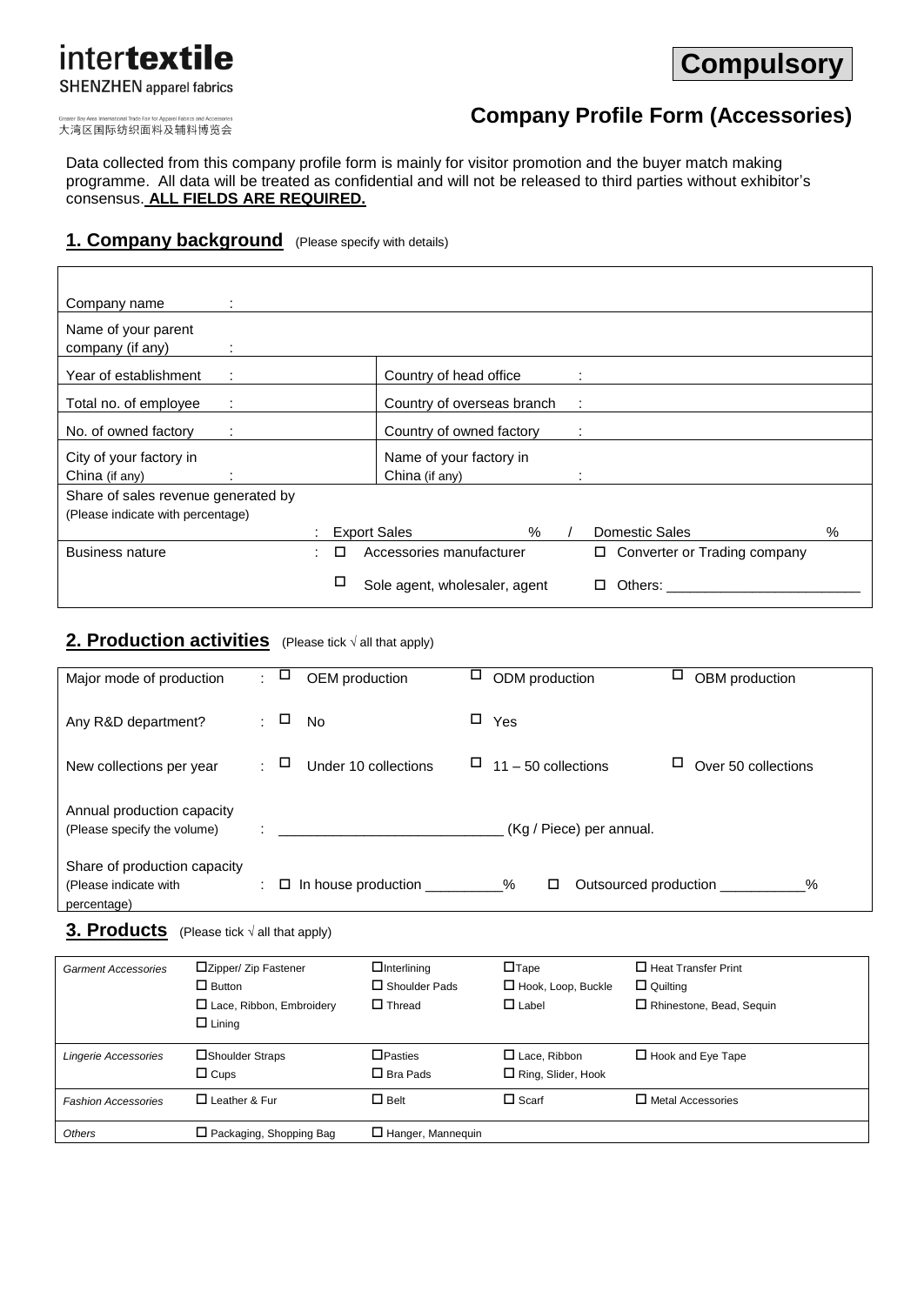intertextile
SHENZHEN apparel fabrics

Greater Bay Area International Trade Fair for Apparel Fabrics and Accessories
大湾区国际纺织面料及辅料博览会

**Compulsory**

## Company Profile Form (Accessories)

Data collected from this company profile form is mainly for visitor promotion and the buyer match making programme. All data will be treated as confidential and will not be released to third parties without exhibitor's consensus. **ALL FIELDS ARE REQUIRED.**

## 1. Company background (Please specify with details)

| | | | |
|---|---|---|---|
| Company name : | | | |
| Name of your parent company (if any) : | | | |
| Year of establishment : | | Country of head office : | |
| Total no. of employee : | | Country of overseas branch : | |
| No. of owned factory : | | Country of owned factory : | |
| City of your factory in China (if any) : | | Name of your factory in China (if any) : | |
| Share of sales revenue generated by (Please indicate with percentage) : | Export Sales % | / | Domestic Sales % |
| Business nature : | □ Accessories manufacturer | | □ Converter or Trading company |
| | □ Sole agent, wholesaler, agent | | □ Others: ____________________ |

## 2. Production activities (Please tick √ all that apply)

| | | | |
|---|---|---|---|
| Major mode of production : | □ OEM production | □ ODM production | □ OBM production |
| Any R&D department? : | □ No | □ Yes | |
| New collections per year : | □ Under 10 collections | □ 11 – 50 collections | □ Over 50 collections |
| Annual production capacity (Please specify the volume) : | ____________________________ (Kg / Piece) per annual. | | |
| Share of production capacity (Please indicate with percentage) : | □ In house production ________% | □ Outsourced production ________% | |

## 3. Products (Please tick √ all that apply)

| | | | | |
|---|---|---|---|---|
| *Garment Accessories* | □ Zipper/ Zip Fastener<br>□ Button<br>□ Lace, Ribbon, Embroidery<br>□ Lining | □ Interlining<br>□ Shoulder Pads<br>□ Thread | □ Tape<br>□ Hook, Loop, Buckle<br>□ Label | □ Heat Transfer Print<br>□ Quilting<br>□ Rhinestone, Bead, Sequin |
| *Lingerie Accessories* | □ Shoulder Straps<br>□ Cups | □ Pasties<br>□ Bra Pads | □ Lace, Ribbon<br>□ Ring, Slider, Hook | □ Hook and Eye Tape |
| *Fashion Accessories* | □ Leather & Fur | □ Belt | □ Scarf | □ Metal Accessories |
| *Others* | □ Packaging, Shopping Bag | □ Hanger, Mannequin | | |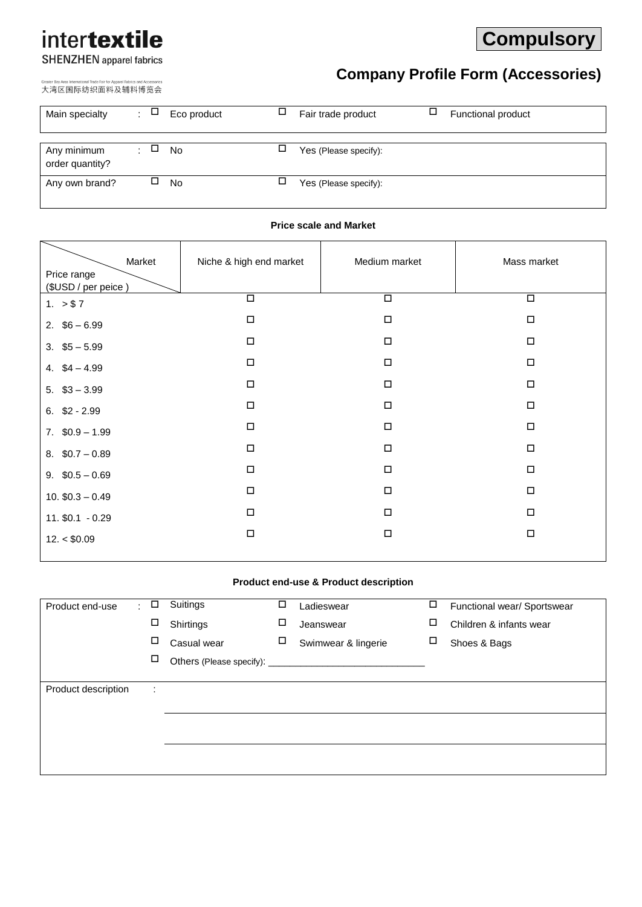intertextile
SHENZHEN apparel fabrics
Greater Bay Area International Trade Fair for Apparel Fabrics and Accessories
大湾区国际纺织面料及辅料博览会

**Compulsory**

## Company Profile Form (Accessories)

| | | | |
|---|---|---|---|
| Main specialty : | ☐ Eco product | ☐ Fair trade product | ☐ Functional product |

| | | |
|---|---|---|
| Any minimum order quantity? : | ☐ No | ☐ Yes (Please specify): |
| Any own brand? | ☐ No | ☐ Yes (Please specify): |

### Price scale and Market

| Market / Price range ($USD / per peice ) | Niche & high end market | Medium market | Mass market |
|---|---|---|---|
| 1. > $ 7 | ☐ | ☐ | ☐ |
| 2. $6 – 6.99 | ☐ | ☐ | ☐ |
| 3. $5 – 5.99 | ☐ | ☐ | ☐ |
| 4. $4 – 4.99 | ☐ | ☐ | ☐ |
| 5. $3 – 3.99 | ☐ | ☐ | ☐ |
| 6. $2 - 2.99 | ☐ | ☐ | ☐ |
| 7. $0.9 – 1.99 | ☐ | ☐ | ☐ |
| 8. $0.7 – 0.89 | ☐ | ☐ | ☐ |
| 9. $0.5 – 0.69 | ☐ | ☐ | ☐ |
| 10. $0.3 – 0.49 | ☐ | ☐ | ☐ |
| 11. $0.1 - 0.29 | ☐ | ☐ | ☐ |
| 12. < $0.09 | ☐ | ☐ | ☐ |

### Product end-use & Product description

| | | | |
|---|---|---|---|
| Product end-use : | ☐ Suitings | ☐ Ladieswear | ☐ Functional wear/ Sportswear |
| | ☐ Shirtings | ☐ Jeanswear | ☐ Children & infants wear |
| | ☐ Casual wear | ☐ Swimwear & lingerie | ☐ Shoes & Bags |
| | ☐ Others (Please specify): ______________________________ | | |
| Product description : | | | |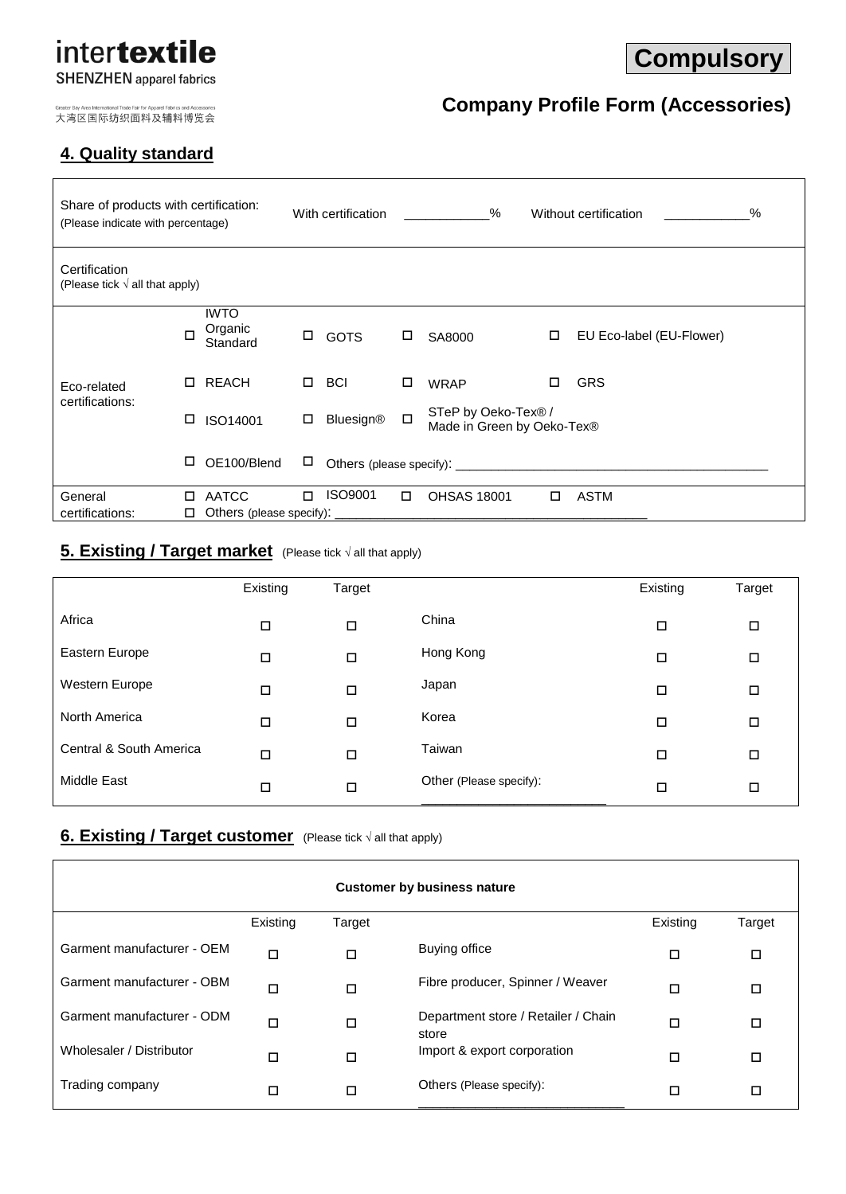intertextile
SHENZHEN apparel fabrics

Greater Bay Area International Trade Fair for Apparel Fabrics and Accessories
大湾区国际纺织面料及辅料博览会

**Compulsory**

## Company Profile Form (Accessories)

## 4. Quality standard

| Share of products with certification: (Please indicate with percentage) | With certification ___________% | Without certification ___________% |
|---|---|---|

Certification (Please tick √ all that apply)

| | | | | |
|---|---|---|---|---|
| Eco-related certifications: | ☐ IWTO Organic Standard | ☐ GOTS | ☐ SA8000 | ☐ EU Eco-label (EU-Flower) |
| | ☐ REACH | ☐ BCI | ☐ WRAP | ☐ GRS |
| | ☐ ISO14001 | ☐ Bluesign® | ☐ STeP by Oeko-Tex® / Made in Green by Oeko-Tex® | |
| | ☐ OE100/Blend | ☐ Others (please specify): ___________ | | |
| General certifications: | ☐ AATCC | ☐ ISO9001 | ☐ OHSAS 18001 | ☐ ASTM |
| | ☐ Others (please specify): ___________ | | | |

## 5. Existing / Target market (Please tick √ all that apply)

| | Existing | Target | | Existing | Target |
|---|---|---|---|---|---|
| Africa | ☐ | ☐ | China | ☐ | ☐ |
| Eastern Europe | ☐ | ☐ | Hong Kong | ☐ | ☐ |
| Western Europe | ☐ | ☐ | Japan | ☐ | ☐ |
| North America | ☐ | ☐ | Korea | ☐ | ☐ |
| Central & South America | ☐ | ☐ | Taiwan | ☐ | ☐ |
| Middle East | ☐ | ☐ | Other (Please specify): ___________ | ☐ | ☐ |

## 6. Existing / Target customer (Please tick √ all that apply)

**Customer by business nature**

| | Existing | Target | | Existing | Target |
|---|---|---|---|---|---|
| Garment manufacturer - OEM | ☐ | ☐ | Buying office | ☐ | ☐ |
| Garment manufacturer - OBM | ☐ | ☐ | Fibre producer, Spinner / Weaver | ☐ | ☐ |
| Garment manufacturer - ODM | ☐ | ☐ | Department store / Retailer / Chain store | ☐ | ☐ |
| Wholesaler / Distributor | ☐ | ☐ | Import & export corporation | ☐ | ☐ |
| Trading company | ☐ | ☐ | Others (Please specify): ___________ | ☐ | ☐ |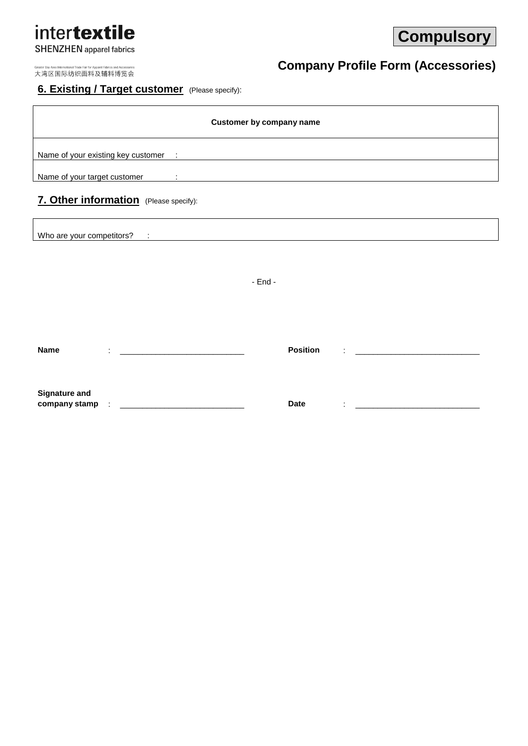intertextile
SHENZHEN apparel fabrics

Greater Bay Area International Trade Fair for Apparel Fabrics and Accessories
大湾区国际纺织面料及辅料博览会

**Compulsory**

## Company Profile Form (Accessories)

### 6. Existing / Target customer (Please specify):

| Customer by company name |
|---|
| Name of your existing key customer : |
| Name of your target customer : |

### 7. Other information (Please specify):

| |
|---|
| Who are your competitors? : |

- End -

**Name** : ____________________________ **Position** : ____________________________

**Signature and company stamp** : ____________________________ **Date** : ____________________________